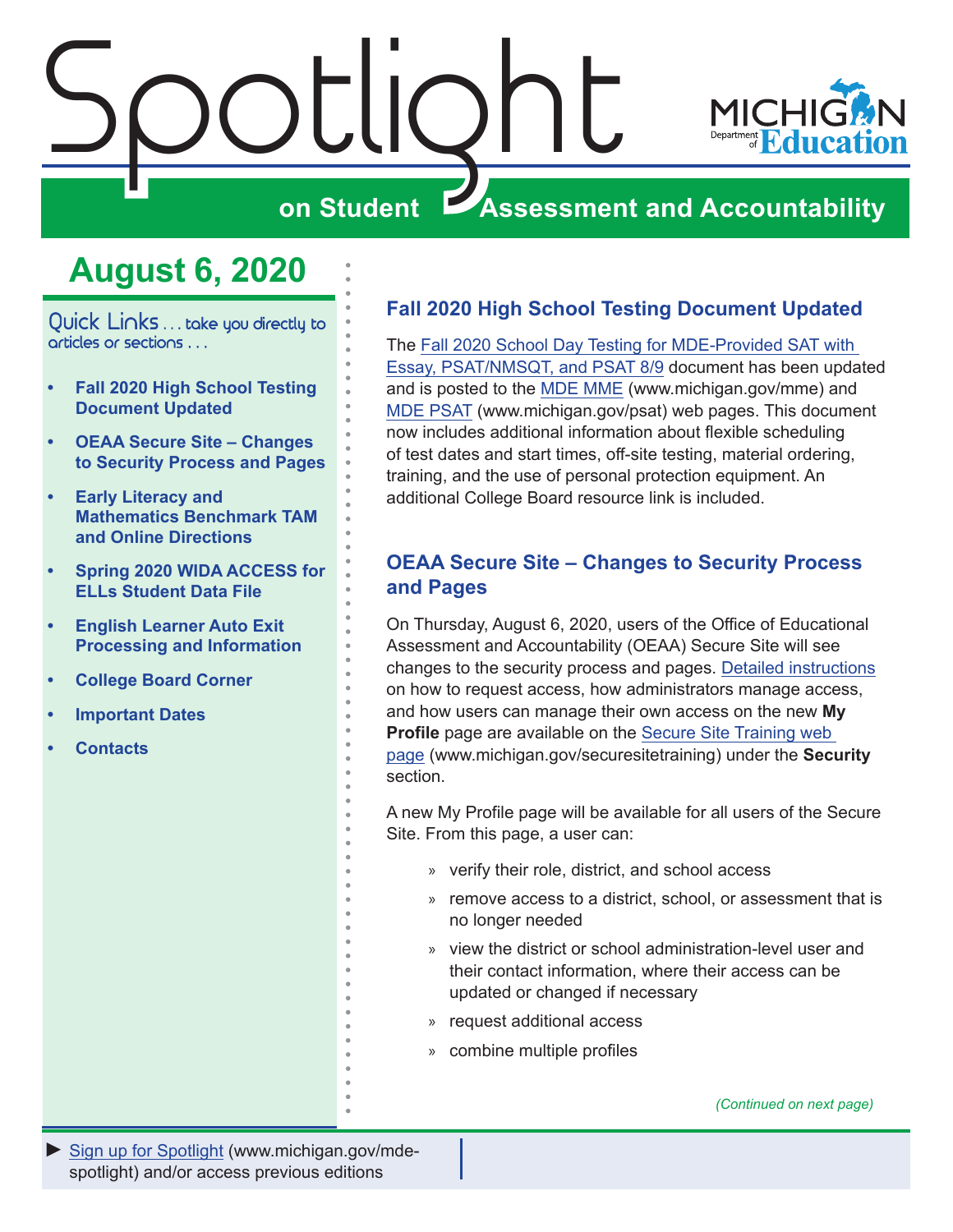# Spotlight on Student Assessment and Accountability

MICHIGAN Department of Education

## August 6, 2020

Quick Links . . . take you directly to articles or sections . . .

- Fall 2020 High School Testing Document Updated
- OEAA Secure Site – Changes to Security Process and Pages
- Early Literacy and Mathematics Benchmark TAM and Online Directions
- Spring 2020 WIDA ACCESS for ELLs Student Data File
- English Learner Auto Exit Processing and Information
- College Board Corner
- Important Dates
- Contacts

## Fall 2020 High School Testing Document Updated

The Fall 2020 School Day Testing for MDE-Provided SAT with Essay, PSAT/NMSQT, and PSAT 8/9 document has been updated and is posted to the MDE MME (www.michigan.gov/mme) and MDE PSAT (www.michigan.gov/psat) web pages. This document now includes additional information about flexible scheduling of test dates and start times, off-site testing, material ordering, training, and the use of personal protection equipment. An additional College Board resource link is included.

## OEAA Secure Site – Changes to Security Process and Pages

On Thursday, August 6, 2020, users of the Office of Educational Assessment and Accountability (OEAA) Secure Site will see changes to the security process and pages. Detailed instructions on how to request access, how administrators manage access, and how users can manage their own access on the new **My Profile** page are available on the Secure Site Training web page (www.michigan.gov/securesitetraining) under the **Security** section.

A new My Profile page will be available for all users of the Secure Site. From this page, a user can:

- verify their role, district, and school access
- remove access to a district, school, or assessment that is no longer needed
- view the district or school administration-level user and their contact information, where their access can be updated or changed if necessary
- request additional access
- combine multiple profiles

*(Continued on next page)*

► Sign up for Spotlight (www.michigan.gov/mde-spotlight) and/or access previous editions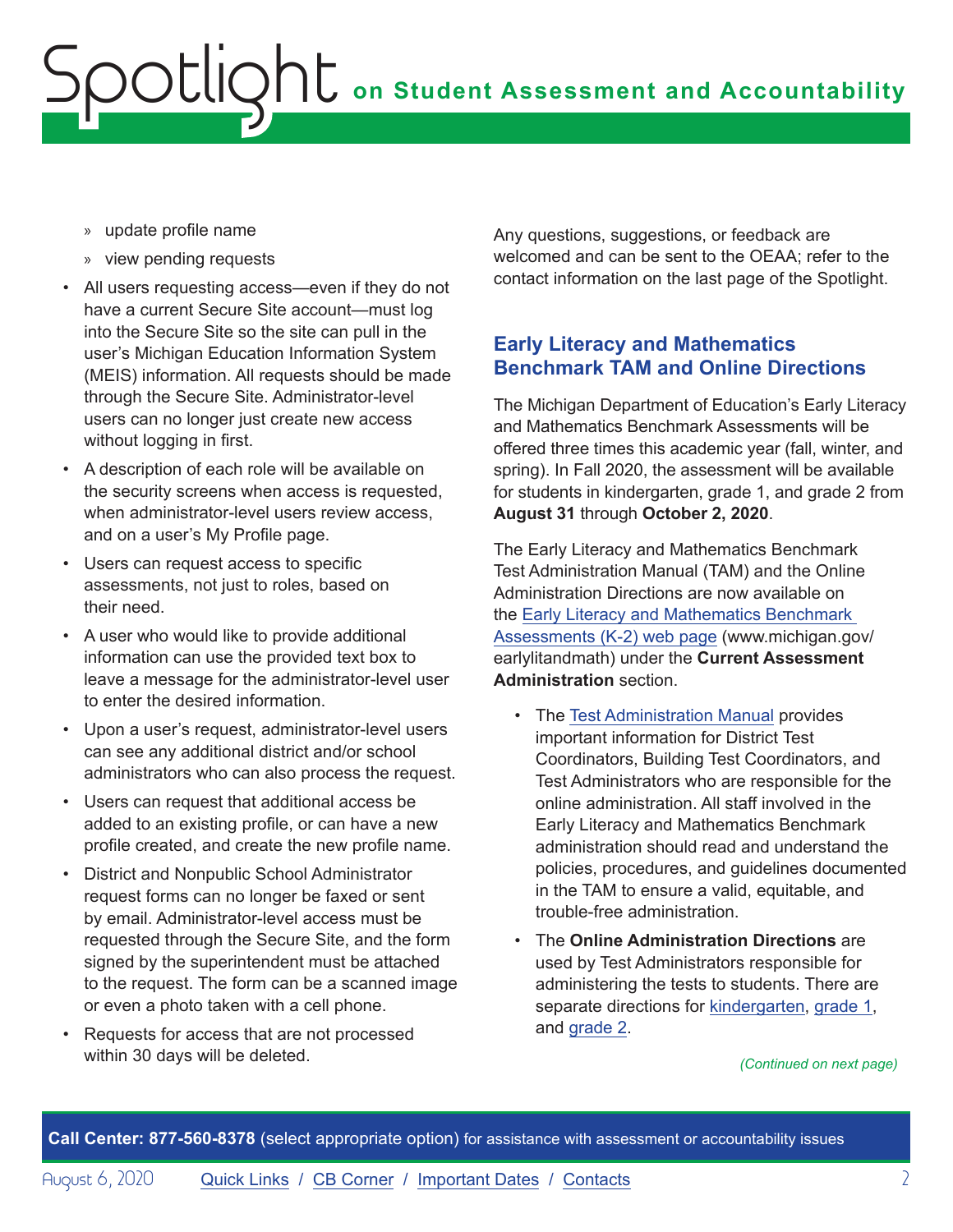- update profile name
- view pending requests

- All users requesting access—even if they do not have a current Secure Site account—must log into the Secure Site so the site can pull in the user's Michigan Education Information System (MEIS) information. All requests should be made through the Secure Site. Administrator-level users can no longer just create new access without logging in first.
- A description of each role will be available on the security screens when access is requested, when administrator-level users review access, and on a user's My Profile page.
- Users can request access to specific assessments, not just to roles, based on their need.
- A user who would like to provide additional information can use the provided text box to leave a message for the administrator-level user to enter the desired information.
- Upon a user's request, administrator-level users can see any additional district and/or school administrators who can also process the request.
- Users can request that additional access be added to an existing profile, or can have a new profile created, and create the new profile name.
- District and Nonpublic School Administrator request forms can no longer be faxed or sent by email. Administrator-level access must be requested through the Secure Site, and the form signed by the superintendent must be attached to the request. The form can be a scanned image or even a photo taken with a cell phone.
- Requests for access that are not processed within 30 days will be deleted.

Any questions, suggestions, or feedback are welcomed and can be sent to the OEAA; refer to the contact information on the last page of the Spotlight.

## Early Literacy and Mathematics Benchmark TAM and Online Directions

The Michigan Department of Education's Early Literacy and Mathematics Benchmark Assessments will be offered three times this academic year (fall, winter, and spring). In Fall 2020, the assessment will be available for students in kindergarten, grade 1, and grade 2 from **August 31** through **October 2, 2020**.

The Early Literacy and Mathematics Benchmark Test Administration Manual (TAM) and the Online Administration Directions are now available on the Early Literacy and Mathematics Benchmark Assessments (K-2) web page (www.michigan.gov/earlylitandmath) under the **Current Assessment Administration** section.

- The Test Administration Manual provides important information for District Test Coordinators, Building Test Coordinators, and Test Administrators who are responsible for the online administration. All staff involved in the Early Literacy and Mathematics Benchmark administration should read and understand the policies, procedures, and guidelines documented in the TAM to ensure a valid, equitable, and trouble-free administration.
- The **Online Administration Directions** are used by Test Administrators responsible for administering the tests to students. There are separate directions for kindergarten, grade 1, and grade 2.

*(Continued on next page)*

**Call Center: 877-560-8378** (select appropriate option) for assistance with assessment or accountability issues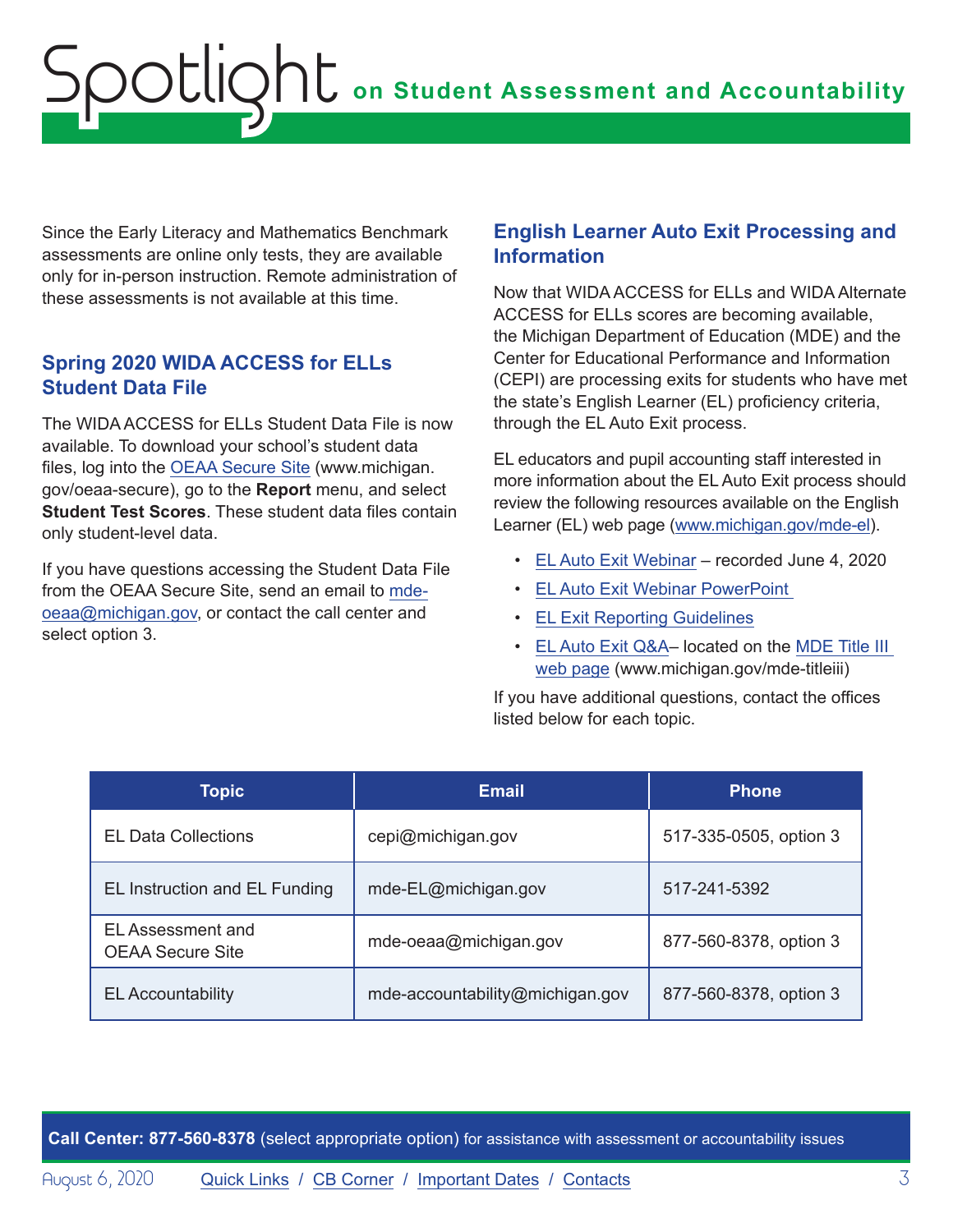Since the Early Literacy and Mathematics Benchmark assessments are online only tests, they are available only for in-person instruction. Remote administration of these assessments is not available at this time.

## Spring 2020 WIDA ACCESS for ELLs Student Data File

The WIDA ACCESS for ELLs Student Data File is now available. To download your school's student data files, log into the OEAA Secure Site (www.michigan.gov/oeaa-secure), go to the **Report** menu, and select **Student Test Scores**. These student data files contain only student-level data.

If you have questions accessing the Student Data File from the OEAA Secure Site, send an email to mde-oeaa@michigan.gov, or contact the call center and select option 3.

## English Learner Auto Exit Processing and Information

Now that WIDA ACCESS for ELLs and WIDA Alternate ACCESS for ELLs scores are becoming available, the Michigan Department of Education (MDE) and the Center for Educational Performance and Information (CEPI) are processing exits for students who have met the state's English Learner (EL) proficiency criteria, through the EL Auto Exit process.

EL educators and pupil accounting staff interested in more information about the EL Auto Exit process should review the following resources available on the English Learner (EL) web page (www.michigan.gov/mde-el).

- EL Auto Exit Webinar – recorded June 4, 2020
- EL Auto Exit Webinar PowerPoint
- EL Exit Reporting Guidelines
- EL Auto Exit Q&A– located on the MDE Title III web page (www.michigan.gov/mde-titleiii)

If you have additional questions, contact the offices listed below for each topic.

| Topic | Email | Phone |
|---|---|---|
| EL Data Collections | cepi@michigan.gov | 517-335-0505, option 3 |
| EL Instruction and EL Funding | mde-EL@michigan.gov | 517-241-5392 |
| EL Assessment and OEAA Secure Site | mde-oeaa@michigan.gov | 877-560-8378, option 3 |
| EL Accountability | mde-accountability@michigan.gov | 877-560-8378, option 3 |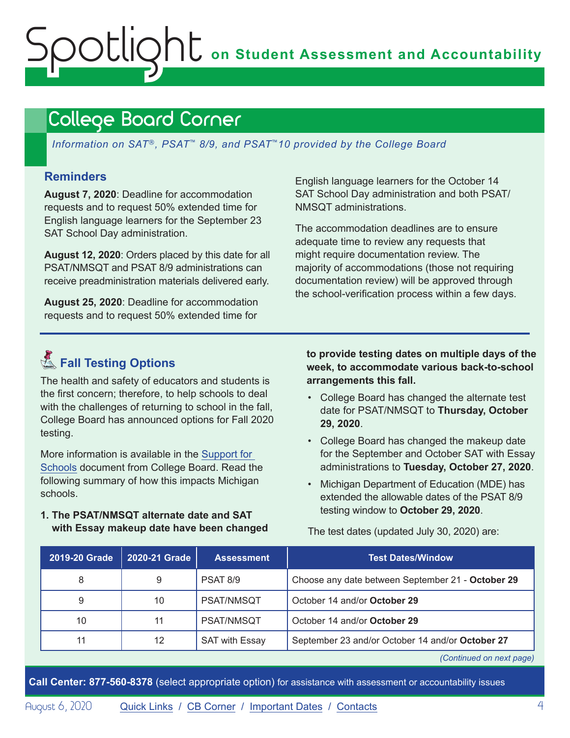# College Board Corner

*Information on SAT®, PSAT™ 8/9, and PSAT™10 provided by the College Board*

### Reminders

**August 7, 2020**: Deadline for accommodation requests and to request 50% extended time for English language learners for the September 23 SAT School Day administration.

**August 12, 2020**: Orders placed by this date for all PSAT/NMSQT and PSAT 8/9 administrations can receive preadministration materials delivered early.

**August 25, 2020**: Deadline for accommodation requests and to request 50% extended time for English language learners for the October 14 SAT School Day administration and both PSAT/NMSQT administrations.

The accommodation deadlines are to ensure adequate time to review any requests that might require documentation review. The majority of accommodations (those not requiring documentation review) will be approved through the school-verification process within a few days.

### Fall Testing Options

The health and safety of educators and students is the first concern; therefore, to help schools to deal with the challenges of returning to school in the fall, College Board has announced options for Fall 2020 testing.

More information is available in the Support for Schools document from College Board. Read the following summary of how this impacts Michigan schools.

**1. The PSAT/NMSQT alternate date and SAT with Essay makeup date have been changed to provide testing dates on multiple days of the week, to accommodate various back-to-school arrangements this fall.**

- College Board has changed the alternate test date for PSAT/NMSQT to **Thursday, October 29, 2020**.
- College Board has changed the makeup date for the September and October SAT with Essay administrations to **Tuesday, October 27, 2020**.
- Michigan Department of Education (MDE) has extended the allowable dates of the PSAT 8/9 testing window to **October 29, 2020**.

The test dates (updated July 30, 2020) are:

| 2019-20 Grade | 2020-21 Grade | Assessment | Test Dates/Window |
|---|---|---|---|
| 8 | 9 | PSAT 8/9 | Choose any date between September 21 - **October 29** |
| 9 | 10 | PSAT/NMSQT | October 14 and/or **October 29** |
| 10 | 11 | PSAT/NMSQT | October 14 and/or **October 29** |
| 11 | 12 | SAT with Essay | September 23 and/or October 14 and/or **October 27** |

*(Continued on next page)*

**Call Center: 877-560-8378** (select appropriate option) for assistance with assessment or accountability issues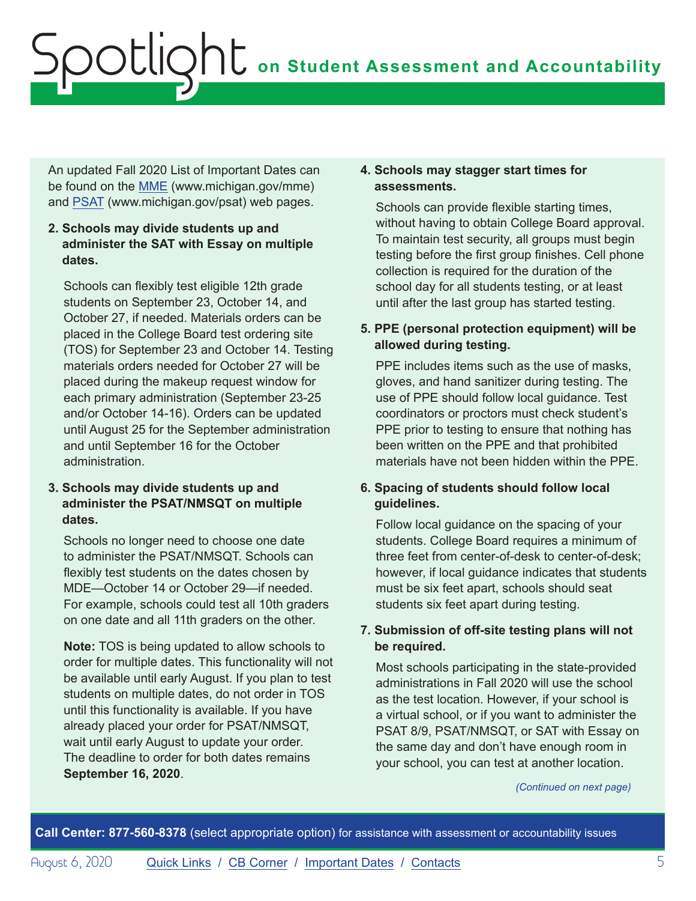An updated Fall 2020 List of Important Dates can be found on the [MME](www.michigan.gov/mme) (www.michigan.gov/mme) and [PSAT](www.michigan.gov/psat) (www.michigan.gov/psat) web pages.

2. **Schools may divide students up and administer the SAT with Essay on multiple dates.**

   Schools can flexibly test eligible 12th grade students on September 23, October 14, and October 27, if needed. Materials orders can be placed in the College Board test ordering site (TOS) for September 23 and October 14. Testing materials orders needed for October 27 will be placed during the makeup request window for each primary administration (September 23-25 and/or October 14-16). Orders can be updated until August 25 for the September administration and until September 16 for the October administration.

3. **Schools may divide students up and administer the PSAT/NMSQT on multiple dates.**

   Schools no longer need to choose one date to administer the PSAT/NMSQT. Schools can flexibly test students on the dates chosen by MDE—October 14 or October 29—if needed. For example, schools could test all 10th graders on one date and all 11th graders on the other.

   **Note:** TOS is being updated to allow schools to order for multiple dates. This functionality will not be available until early August. If you plan to test students on multiple dates, do not order in TOS until this functionality is available. If you have already placed your order for PSAT/NMSQT, wait until early August to update your order. The deadline to order for both dates remains **September 16, 2020**.

4. **Schools may stagger start times for assessments.**

   Schools can provide flexible starting times, without having to obtain College Board approval. To maintain test security, all groups must begin testing before the first group finishes. Cell phone collection is required for the duration of the school day for all students testing, or at least until after the last group has started testing.

5. **PPE (personal protection equipment) will be allowed during testing.**

   PPE includes items such as the use of masks, gloves, and hand sanitizer during testing. The use of PPE should follow local guidance. Test coordinators or proctors must check student's PPE prior to testing to ensure that nothing has been written on the PPE and that prohibited materials have not been hidden within the PPE.

6. **Spacing of students should follow local guidelines.**

   Follow local guidance on the spacing of your students. College Board requires a minimum of three feet from center-of-desk to center-of-desk; however, if local guidance indicates that students must be six feet apart, schools should seat students six feet apart during testing.

7. **Submission of off-site testing plans will not be required.**

   Most schools participating in the state-provided administrations in Fall 2020 will use the school as the test location. However, if your school is a virtual school, or if you want to administer the PSAT 8/9, PSAT/NMSQT, or SAT with Essay on the same day and don't have enough room in your school, you can test at another location.

*(Continued on next page)*

**Call Center: 877-560-8378** (select appropriate option) for assistance with assessment or accountability issues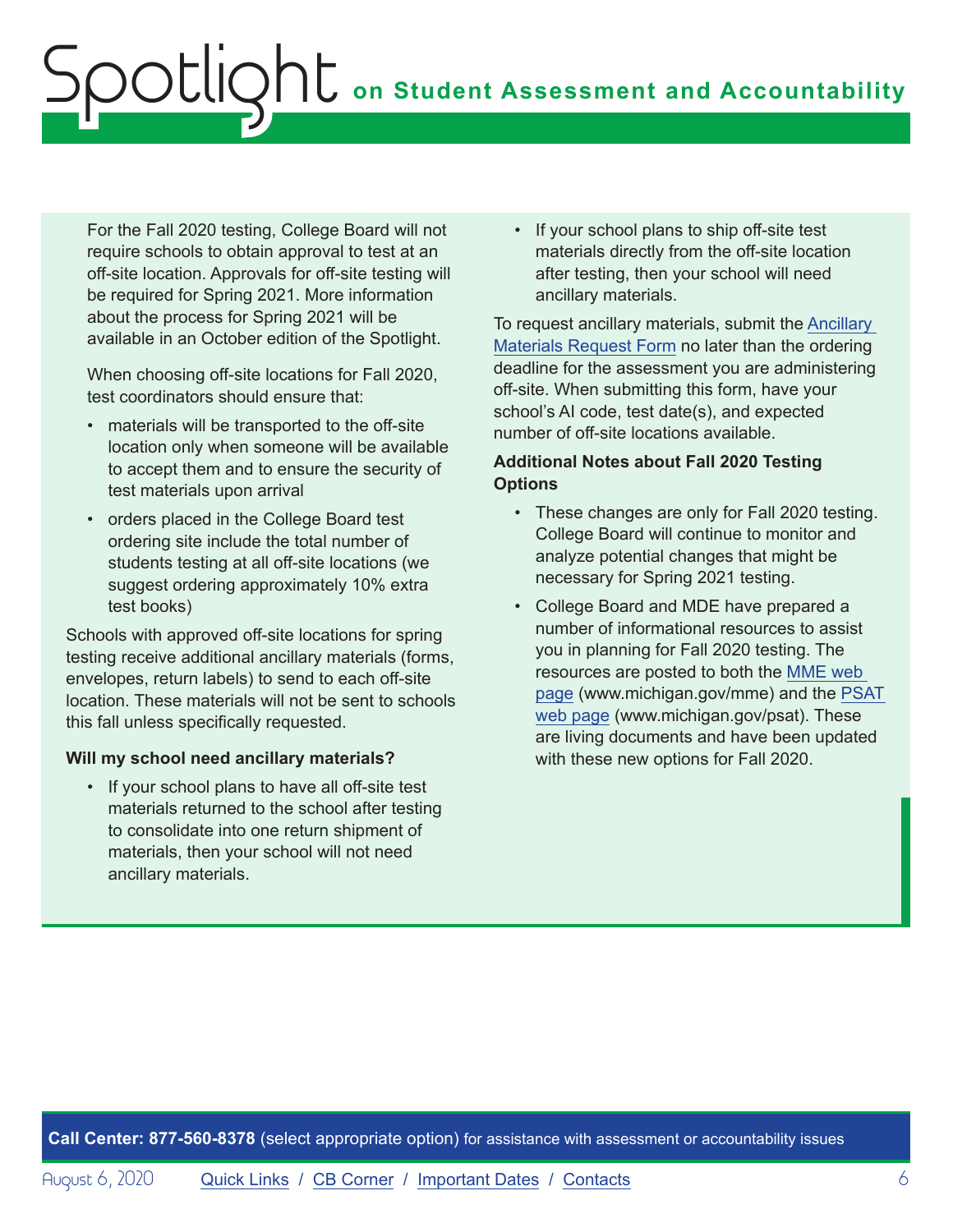For the Fall 2020 testing, College Board will not require schools to obtain approval to test at an off-site location. Approvals for off-site testing will be required for Spring 2021. More information about the process for Spring 2021 will be available in an October edition of the Spotlight.

When choosing off-site locations for Fall 2020, test coordinators should ensure that:

- materials will be transported to the off-site location only when someone will be available to accept them and to ensure the security of test materials upon arrival
- orders placed in the College Board test ordering site include the total number of students testing at all off-site locations (we suggest ordering approximately 10% extra test books)

Schools with approved off-site locations for spring testing receive additional ancillary materials (forms, envelopes, return labels) to send to each off-site location. These materials will not be sent to schools this fall unless specifically requested.

**Will my school need ancillary materials?**

- If your school plans to have all off-site test materials returned to the school after testing to consolidate into one return shipment of materials, then your school will not need ancillary materials.
- If your school plans to ship off-site test materials directly from the off-site location after testing, then your school will need ancillary materials.

To request ancillary materials, submit the Ancillary Materials Request Form no later than the ordering deadline for the assessment you are administering off-site. When submitting this form, have your school's AI code, test date(s), and expected number of off-site locations available.

**Additional Notes about Fall 2020 Testing Options**

- These changes are only for Fall 2020 testing. College Board will continue to monitor and analyze potential changes that might be necessary for Spring 2021 testing.
- College Board and MDE have prepared a number of informational resources to assist you in planning for Fall 2020 testing. The resources are posted to both the MME web page (www.michigan.gov/mme) and the PSAT web page (www.michigan.gov/psat). These are living documents and have been updated with these new options for Fall 2020.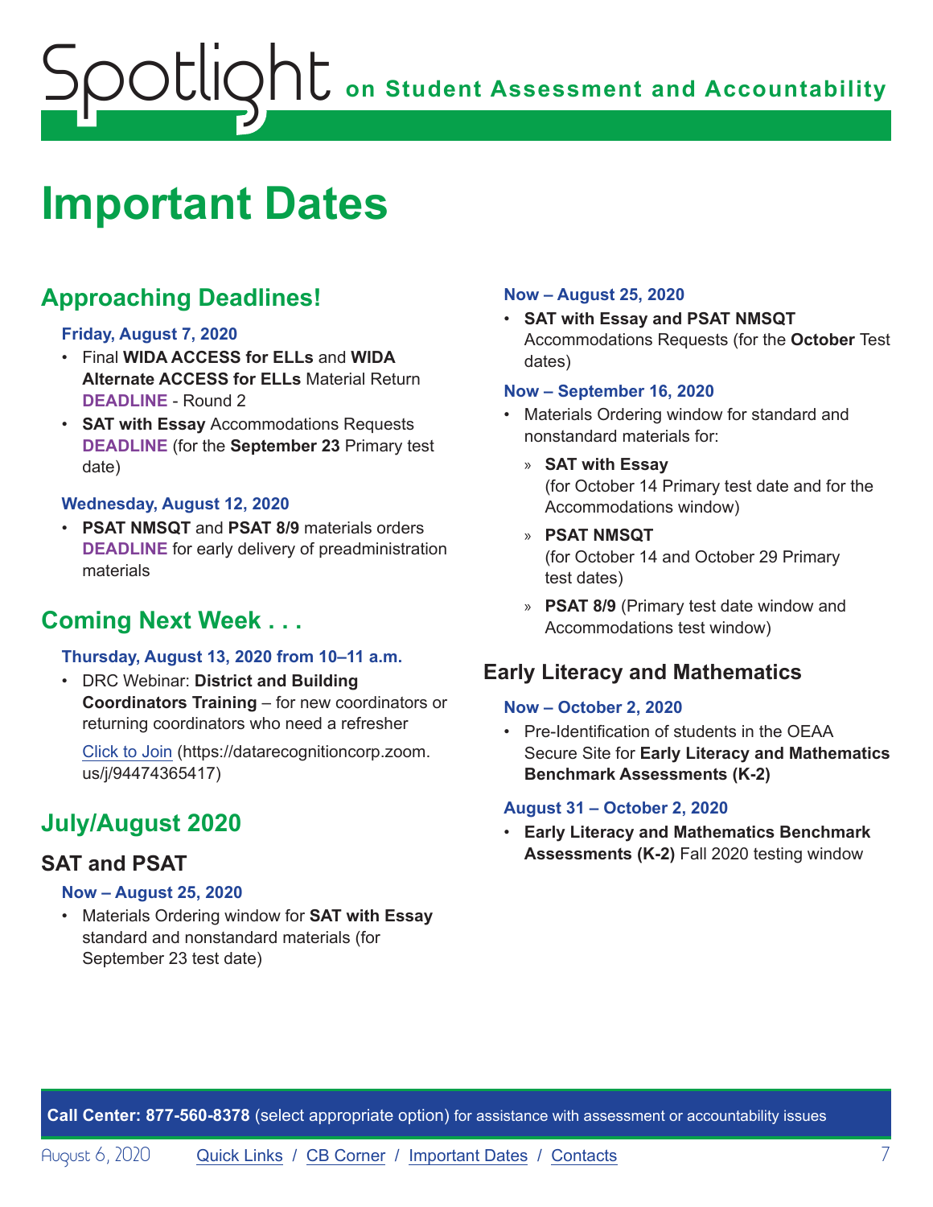# Important Dates

## Approaching Deadlines!

**Friday, August 7, 2020**

- Final **WIDA ACCESS for ELLs** and **WIDA Alternate ACCESS for ELLs** Material Return **DEADLINE** - Round 2
- **SAT with Essay** Accommodations Requests **DEADLINE** (for the **September 23** Primary test date)

**Wednesday, August 12, 2020**

- **PSAT NMSQT** and **PSAT 8/9** materials orders **DEADLINE** for early delivery of preadministration materials

## Coming Next Week . . .

**Thursday, August 13, 2020 from 10–11 a.m.**

- DRC Webinar: **District and Building Coordinators Training** – for new coordinators or returning coordinators who need a refresher

  Click to Join (https://datarecognitioncorp.zoom.us/j/94474365417)

## July/August 2020

### SAT and PSAT

**Now – August 25, 2020**

- Materials Ordering window for **SAT with Essay** standard and nonstandard materials (for September 23 test date)

**Now – August 25, 2020**

- **SAT with Essay and PSAT NMSQT** Accommodations Requests (for the **October** Test dates)

**Now – September 16, 2020**

- Materials Ordering window for standard and nonstandard materials for:
  - **SAT with Essay** (for October 14 Primary test date and for the Accommodations window)
  - **PSAT NMSQT** (for October 14 and October 29 Primary test dates)
  - **PSAT 8/9** (Primary test date window and Accommodations test window)

### Early Literacy and Mathematics

**Now – October 2, 2020**

- Pre-Identification of students in the OEAA Secure Site for **Early Literacy and Mathematics Benchmark Assessments (K-2)**

**August 31 – October 2, 2020**

- **Early Literacy and Mathematics Benchmark Assessments (K-2)** Fall 2020 testing window

**Call Center: 877-560-8378** (select appropriate option) for assistance with assessment or accountability issues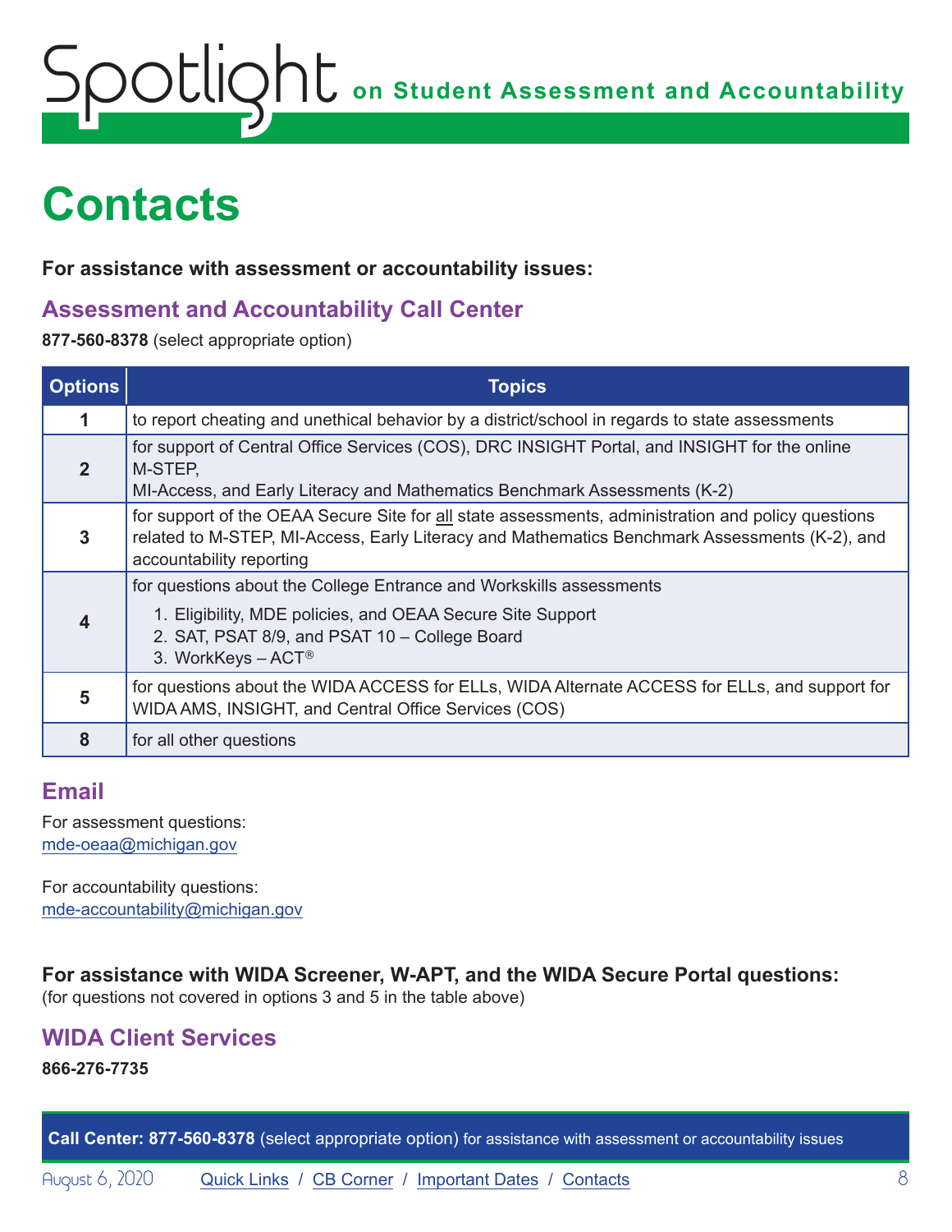# Contacts

**For assistance with assessment or accountability issues:**

## Assessment and Accountability Call Center

**877-560-8378** (select appropriate option)

| Options | Topics |
|---|---|
| **1** | to report cheating and unethical behavior by a district/school in regards to state assessments |
| **2** | for support of Central Office Services (COS), DRC INSIGHT Portal, and INSIGHT for the online M-STEP, MI-Access, and Early Literacy and Mathematics Benchmark Assessments (K-2) |
| **3** | for support of the OEAA Secure Site for all state assessments, administration and policy questions related to M-STEP, MI-Access, Early Literacy and Mathematics Benchmark Assessments (K-2), and accountability reporting |
| **4** | for questions about the College Entrance and Workskills assessments<br>1. Eligibility, MDE policies, and OEAA Secure Site Support<br>2. SAT, PSAT 8/9, and PSAT 10 – College Board<br>3. WorkKeys – ACT® |
| **5** | for questions about the WIDA ACCESS for ELLs, WIDA Alternate ACCESS for ELLs, and support for WIDA AMS, INSIGHT, and Central Office Services (COS) |
| **8** | for all other questions |

## Email

For assessment questions:
mde-oeaa@michigan.gov

For accountability questions:
mde-accountability@michigan.gov

**For assistance with WIDA Screener, W-APT, and the WIDA Secure Portal questions:**
(for questions not covered in options 3 and 5 in the table above)

## WIDA Client Services

**866-276-7735**

**Call Center: 877-560-8378** (select appropriate option) for assistance with assessment or accountability issues